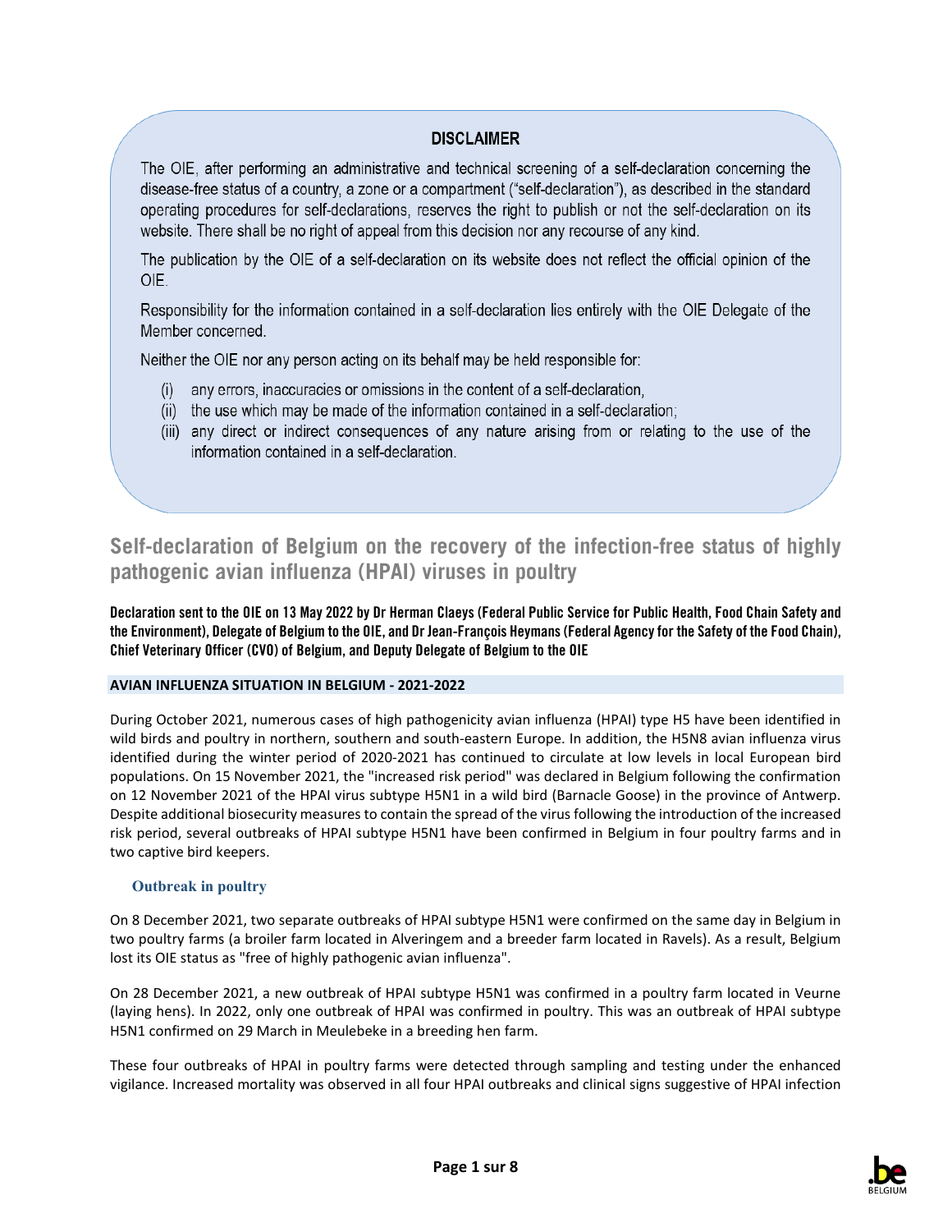## DISCLAIMER

The OIE, after performing an administrative and technical screening of a self-declaration concerning the disease-free status of a country, a zone or a compartment ("self-declaration"), as described in the standard operating procedures for self-declarations, reserves the right to publish or not the self-declaration on its website. There shall be no right of appeal from this decision nor any recourse of any kind.

The publication by the OIE of a self-declaration on its website does not reflect the official opinion of the OIE.

Responsibility for the information contained in a self-declaration lies entirely with the OIE Delegate of the Member concerned.

Neither the OIE nor any person acting on its behalf may be held responsible for:

- (i) any errors, inaccuracies or omissions in the content of a self-declaration,
- (ii) the use which may be made of the information contained in a self-declaration;
- (iii) any direct or indirect consequences of any nature arising from or relating to the use of the information contained in a self-declaration.

# Self-declaration of Belgium on the recovery of the infection-free status of highly pathogenic avian influenza (HPAI) viruses in poultry

**Declaration sent to the OIE on 13 May 2022 by Dr Herman Claeys (Federal Public Service for Public Health, Food Chain Safety and the Environment), Delegate of Belgium to the OIE, and Dr Jean-François Heymans (Federal Agency for the Safety of the Food Chain), Chief Veterinary Officer (CVO) of Belgium, and Deputy Delegate of Belgium to the OIE**

## AVIAN INFLUENZA SITUATION IN BELGIUM - 2021-2022

During October 2021, numerous cases of high pathogenicity avian influenza (HPAI) type H5 have been identified in wild birds and poultry in northern, southern and south-eastern Europe. In addition, the H5N8 avian influenza virus identified during the winter period of 2020-2021 has continued to circulate at low levels in local European bird populations. On 15 November 2021, the "increased risk period" was declared in Belgium following the confirmation on 12 November 2021 of the HPAI virus subtype H5N1 in a wild bird (Barnacle Goose) in the province of Antwerp. Despite additional biosecurity measures to contain the spread of the virus following the introduction of the increased risk period, several outbreaks of HPAI subtype H5N1 have been confirmed in Belgium in four poultry farms and in two captive bird keepers.

### Outbreak in poultry

On 8 December 2021, two separate outbreaks of HPAI subtype H5N1 were confirmed on the same day in Belgium in two poultry farms (a broiler farm located in Alveringem and a breeder farm located in Ravels). As a result, Belgium lost its OIE status as "free of highly pathogenic avian influenza".

On 28 December 2021, a new outbreak of HPAI subtype H5N1 was confirmed in a poultry farm located in Veurne (laying hens). In 2022, only one outbreak of HPAI was confirmed in poultry. This was an outbreak of HPAI subtype H5N1 confirmed on 29 March in Meulebeke in a breeding hen farm.

These four outbreaks of HPAI in poultry farms were detected through sampling and testing under the enhanced vigilance. Increased mortality was observed in all four HPAI outbreaks and clinical signs suggestive of HPAI infection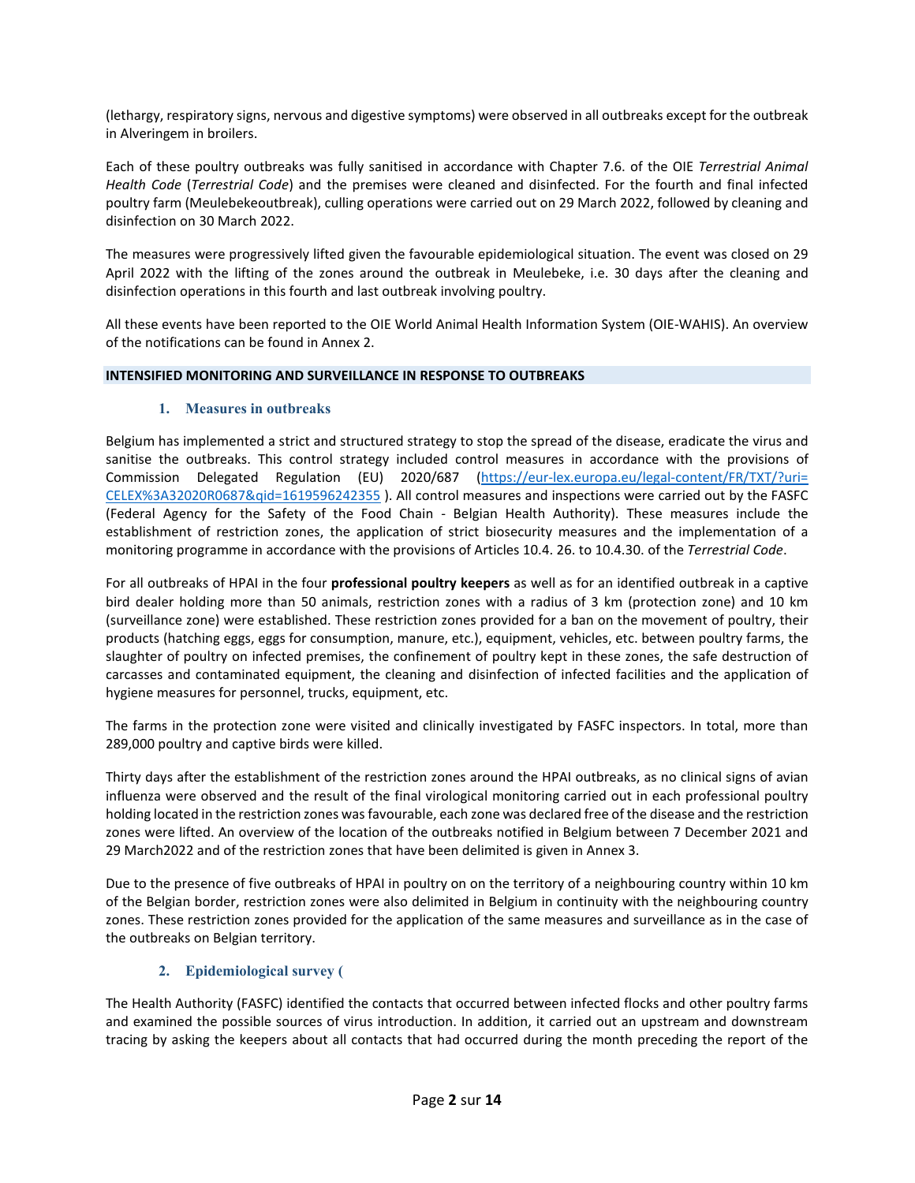(lethargy, respiratory signs, nervous and digestive symptoms) were observed in all outbreaks except for the outbreak in Alveringem in broilers.

Each of these poultry outbreaks was fully sanitised in accordance with Chapter 7.6. of the OIE *Terrestrial Animal Health Code* (*Terrestrial Code*) and the premises were cleaned and disinfected. For the fourth and final infected poultry farm (Meulebekeoutbreak), culling operations were carried out on 29 March 2022, followed by cleaning and disinfection on 30 March 2022.

The measures were progressively lifted given the favourable epidemiological situation. The event was closed on 29 April 2022 with the lifting of the zones around the outbreak in Meulebeke, i.e. 30 days after the cleaning and disinfection operations in this fourth and last outbreak involving poultry.

All these events have been reported to the OIE World Animal Health Information System (OIE-WAHIS). An overview of the notifications can be found in Annex 2.

## INTENSIFIED MONITORING AND SURVEILLANCE IN RESPONSE TO OUTBREAKS

### 1. Measures in outbreaks

Belgium has implemented a strict and structured strategy to stop the spread of the disease, eradicate the virus and sanitise the outbreaks. This control strategy included control measures in accordance with the provisions of Commission Delegated Regulation (EU) 2020/687 ([https://eur-lex.europa.eu/legal-content/FR/TXT/?uri=CELEX%3A32020R0687&qid=1619596242355](https://eur-lex.europa.eu/legal-content/FR/TXT/?uri=CELEX%3A32020R0687&qid=1619596242355) ). All control measures and inspections were carried out by the FASFC (Federal Agency for the Safety of the Food Chain - Belgian Health Authority). These measures include the establishment of restriction zones, the application of strict biosecurity measures and the implementation of a monitoring programme in accordance with the provisions of Articles 10.4. 26. to 10.4.30. of the *Terrestrial Code*.

For all outbreaks of HPAI in the four **professional poultry keepers** as well as for an identified outbreak in a captive bird dealer holding more than 50 animals, restriction zones with a radius of 3 km (protection zone) and 10 km (surveillance zone) were established. These restriction zones provided for a ban on the movement of poultry, their products (hatching eggs, eggs for consumption, manure, etc.), equipment, vehicles, etc. between poultry farms, the slaughter of poultry on infected premises, the confinement of poultry kept in these zones, the safe destruction of carcasses and contaminated equipment, the cleaning and disinfection of infected facilities and the application of hygiene measures for personnel, trucks, equipment, etc.

The farms in the protection zone were visited and clinically investigated by FASFC inspectors. In total, more than 289,000 poultry and captive birds were killed.

Thirty days after the establishment of the restriction zones around the HPAI outbreaks, as no clinical signs of avian influenza were observed and the result of the final virological monitoring carried out in each professional poultry holding located in the restriction zones was favourable, each zone was declared free of the disease and the restriction zones were lifted. An overview of the location of the outbreaks notified in Belgium between 7 December 2021 and 29 March2022 and of the restriction zones that have been delimited is given in Annex 3.

Due to the presence of five outbreaks of HPAI in poultry on on the territory of a neighbouring country within 10 km of the Belgian border, restriction zones were also delimited in Belgium in continuity with the neighbouring country zones. These restriction zones provided for the application of the same measures and surveillance as in the case of the outbreaks on Belgian territory.

### 2. Epidemiological survey (

The Health Authority (FASFC) identified the contacts that occurred between infected flocks and other poultry farms and examined the possible sources of virus introduction. In addition, it carried out an upstream and downstream tracing by asking the keepers about all contacts that had occurred during the month preceding the report of the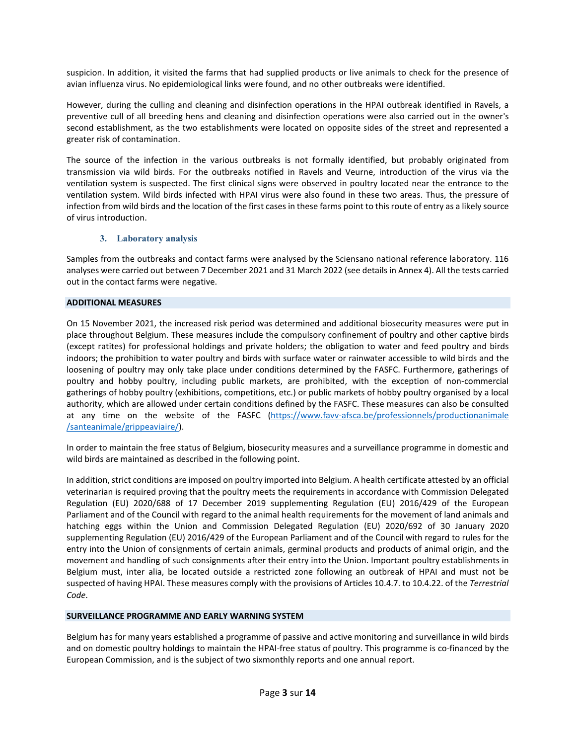suspicion. In addition, it visited the farms that had supplied products or live animals to check for the presence of avian influenza virus. No epidemiological links were found, and no other outbreaks were identified.

However, during the culling and cleaning and disinfection operations in the HPAI outbreak identified in Ravels, a preventive cull of all breeding hens and cleaning and disinfection operations were also carried out in the owner's second establishment, as the two establishments were located on opposite sides of the street and represented a greater risk of contamination.

The source of the infection in the various outbreaks is not formally identified, but probably originated from transmission via wild birds. For the outbreaks notified in Ravels and Veurne, introduction of the virus via the ventilation system is suspected. The first clinical signs were observed in poultry located near the entrance to the ventilation system. Wild birds infected with HPAI virus were also found in these two areas. Thus, the pressure of infection from wild birds and the location of the first cases in these farms point to this route of entry as a likely source of virus introduction.

### 3. Laboratory analysis

Samples from the outbreaks and contact farms were analysed by the Sciensano national reference laboratory. 116 analyses were carried out between 7 December 2021 and 31 March 2022 (see details in Annex 4). All the tests carried out in the contact farms were negative.

## ADDITIONAL MEASURES

On 15 November 2021, the increased risk period was determined and additional biosecurity measures were put in place throughout Belgium. These measures include the compulsory confinement of poultry and other captive birds (except ratites) for professional holdings and private holders; the obligation to water and feed poultry and birds indoors; the prohibition to water poultry and birds with surface water or rainwater accessible to wild birds and the loosening of poultry may only take place under conditions determined by the FASFC. Furthermore, gatherings of poultry and hobby poultry, including public markets, are prohibited, with the exception of non-commercial gatherings of hobby poultry (exhibitions, competitions, etc.) or public markets of hobby poultry organised by a local authority, which are allowed under certain conditions defined by the FASFC. These measures can also be consulted at any time on the website of the FASFC (https://www.favv-afsca.be/professionnels/productionanimale/santeanimale/grippeaviaire/).

In order to maintain the free status of Belgium, biosecurity measures and a surveillance programme in domestic and wild birds are maintained as described in the following point.

In addition, strict conditions are imposed on poultry imported into Belgium. A health certificate attested by an official veterinarian is required proving that the poultry meets the requirements in accordance with Commission Delegated Regulation (EU) 2020/688 of 17 December 2019 supplementing Regulation (EU) 2016/429 of the European Parliament and of the Council with regard to the animal health requirements for the movement of land animals and hatching eggs within the Union and Commission Delegated Regulation (EU) 2020/692 of 30 January 2020 supplementing Regulation (EU) 2016/429 of the European Parliament and of the Council with regard to rules for the entry into the Union of consignments of certain animals, germinal products and products of animal origin, and the movement and handling of such consignments after their entry into the Union. Important poultry establishments in Belgium must, inter alia, be located outside a restricted zone following an outbreak of HPAI and must not be suspected of having HPAI. These measures comply with the provisions of Articles 10.4.7. to 10.4.22. of the *Terrestrial Code*.

## SURVEILLANCE PROGRAMME AND EARLY WARNING SYSTEM

Belgium has for many years established a programme of passive and active monitoring and surveillance in wild birds and on domestic poultry holdings to maintain the HPAI-free status of poultry. This programme is co-financed by the European Commission, and is the subject of two sixmonthly reports and one annual report.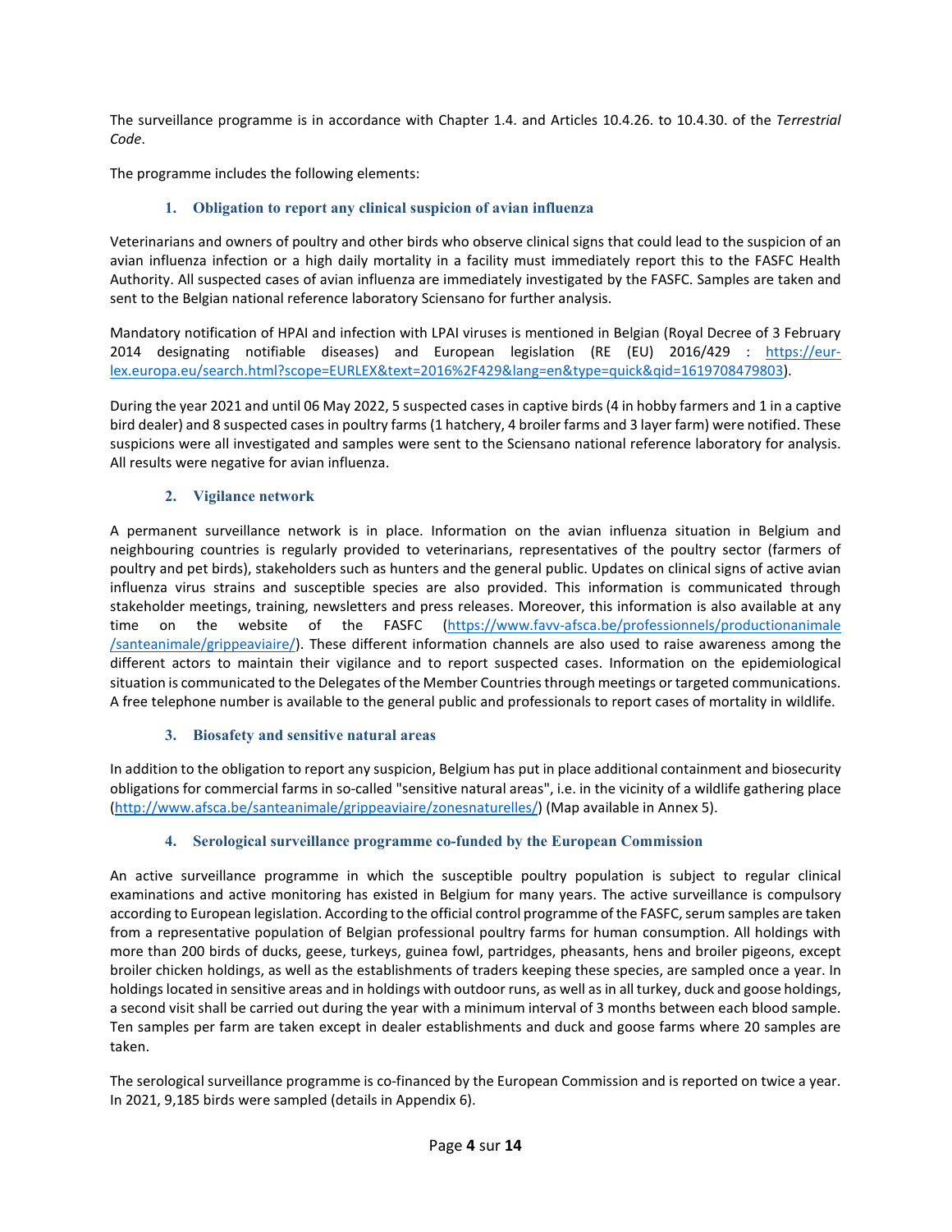The surveillance programme is in accordance with Chapter 1.4. and Articles 10.4.26. to 10.4.30. of the *Terrestrial Code*.

The programme includes the following elements:

### 1. Obligation to report any clinical suspicion of avian influenza

Veterinarians and owners of poultry and other birds who observe clinical signs that could lead to the suspicion of an avian influenza infection or a high daily mortality in a facility must immediately report this to the FASFC Health Authority. All suspected cases of avian influenza are immediately investigated by the FASFC. Samples are taken and sent to the Belgian national reference laboratory Sciensano for further analysis.

Mandatory notification of HPAI and infection with LPAI viruses is mentioned in Belgian (Royal Decree of 3 February 2014 designating notifiable diseases) and European legislation (RE (EU) 2016/429 : [https://eur-lex.europa.eu/search.html?scope=EURLEX&text=2016%2F429&lang=en&type=quick&qid=1619708479803](https://eur-lex.europa.eu/search.html?scope=EURLEX&text=2016%2F429&lang=en&type=quick&qid=1619708479803)).

During the year 2021 and until 06 May 2022, 5 suspected cases in captive birds (4 in hobby farmers and 1 in a captive bird dealer) and 8 suspected cases in poultry farms (1 hatchery, 4 broiler farms and 3 layer farm) were notified. These suspicions were all investigated and samples were sent to the Sciensano national reference laboratory for analysis. All results were negative for avian influenza.

### 2. Vigilance network

A permanent surveillance network is in place. Information on the avian influenza situation in Belgium and neighbouring countries is regularly provided to veterinarians, representatives of the poultry sector (farmers of poultry and pet birds), stakeholders such as hunters and the general public. Updates on clinical signs of active avian influenza virus strains and susceptible species are also provided. This information is communicated through stakeholder meetings, training, newsletters and press releases. Moreover, this information is also available at any time on the website of the FASFC ([https://www.favv-afsca.be/professionnels/productionanimale/santeanimale/grippeaviaire/](https://www.favv-afsca.be/professionnels/productionanimale/santeanimale/grippeaviaire/)). These different information channels are also used to raise awareness among the different actors to maintain their vigilance and to report suspected cases. Information on the epidemiological situation is communicated to the Delegates of the Member Countries through meetings or targeted communications. A free telephone number is available to the general public and professionals to report cases of mortality in wildlife.

### 3. Biosafety and sensitive natural areas

In addition to the obligation to report any suspicion, Belgium has put in place additional containment and biosecurity obligations for commercial farms in so-called "sensitive natural areas", i.e. in the vicinity of a wildlife gathering place ([http://www.afsca.be/santeanimale/grippeaviaire/zonesnaturelles/](http://www.afsca.be/santeanimale/grippeaviaire/zonesnaturelles/)) (Map available in Annex 5).

### 4. Serological surveillance programme co-funded by the European Commission

An active surveillance programme in which the susceptible poultry population is subject to regular clinical examinations and active monitoring has existed in Belgium for many years. The active surveillance is compulsory according to European legislation. According to the official control programme of the FASFC, serum samples are taken from a representative population of Belgian professional poultry farms for human consumption. All holdings with more than 200 birds of ducks, geese, turkeys, guinea fowl, partridges, pheasants, hens and broiler pigeons, except broiler chicken holdings, as well as the establishments of traders keeping these species, are sampled once a year. In holdings located in sensitive areas and in holdings with outdoor runs, as well as in all turkey, duck and goose holdings, a second visit shall be carried out during the year with a minimum interval of 3 months between each blood sample. Ten samples per farm are taken except in dealer establishments and duck and goose farms where 20 samples are taken.

The serological surveillance programme is co-financed by the European Commission and is reported on twice a year. In 2021, 9,185 birds were sampled (details in Appendix 6).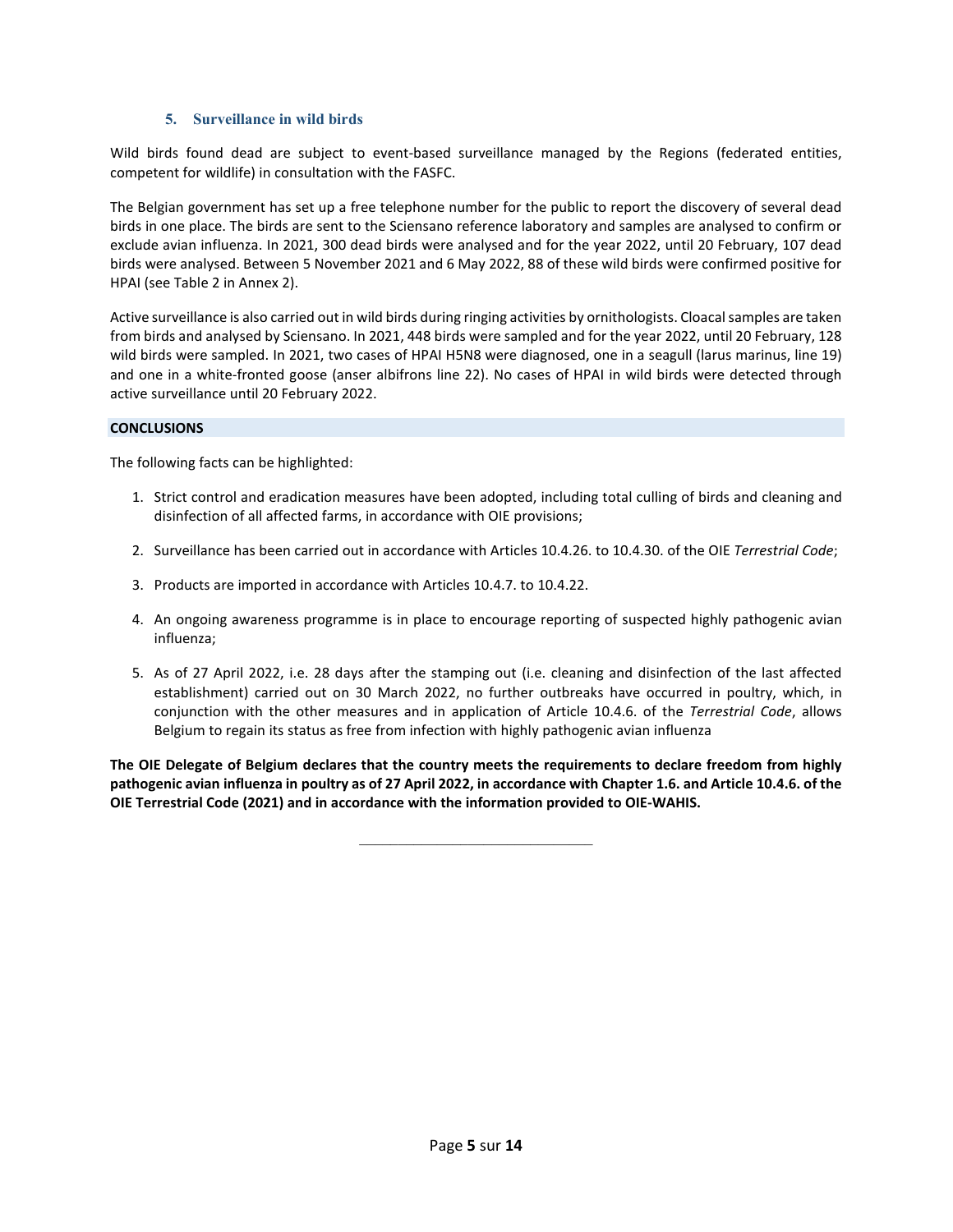### 5. Surveillance in wild birds

Wild birds found dead are subject to event-based surveillance managed by the Regions (federated entities, competent for wildlife) in consultation with the FASFC.

The Belgian government has set up a free telephone number for the public to report the discovery of several dead birds in one place. The birds are sent to the Sciensano reference laboratory and samples are analysed to confirm or exclude avian influenza. In 2021, 300 dead birds were analysed and for the year 2022, until 20 February, 107 dead birds were analysed. Between 5 November 2021 and 6 May 2022, 88 of these wild birds were confirmed positive for HPAI (see Table 2 in Annex 2).

Active surveillance is also carried out in wild birds during ringing activities by ornithologists. Cloacal samples are taken from birds and analysed by Sciensano. In 2021, 448 birds were sampled and for the year 2022, until 20 February, 128 wild birds were sampled. In 2021, two cases of HPAI H5N8 were diagnosed, one in a seagull (larus marinus, line 19) and one in a white-fronted goose (anser albifrons line 22). No cases of HPAI in wild birds were detected through active surveillance until 20 February 2022.

## CONCLUSIONS

The following facts can be highlighted:

1. Strict control and eradication measures have been adopted, including total culling of birds and cleaning and disinfection of all affected farms, in accordance with OIE provisions;
2. Surveillance has been carried out in accordance with Articles 10.4.26. to 10.4.30. of the OIE *Terrestrial Code*;
3. Products are imported in accordance with Articles 10.4.7. to 10.4.22.
4. An ongoing awareness programme is in place to encourage reporting of suspected highly pathogenic avian influenza;
5. As of 27 April 2022, i.e. 28 days after the stamping out (i.e. cleaning and disinfection of the last affected establishment) carried out on 30 March 2022, no further outbreaks have occurred in poultry, which, in conjunction with the other measures and in application of Article 10.4.6. of the *Terrestrial Code*, allows Belgium to regain its status as free from infection with highly pathogenic avian influenza

**The OIE Delegate of Belgium declares that the country meets the requirements to declare freedom from highly pathogenic avian influenza in poultry as of 27 April 2022, in accordance with Chapter 1.6. and Article 10.4.6. of the OIE Terrestrial Code (2021) and in accordance with the information provided to OIE-WAHIS.**

---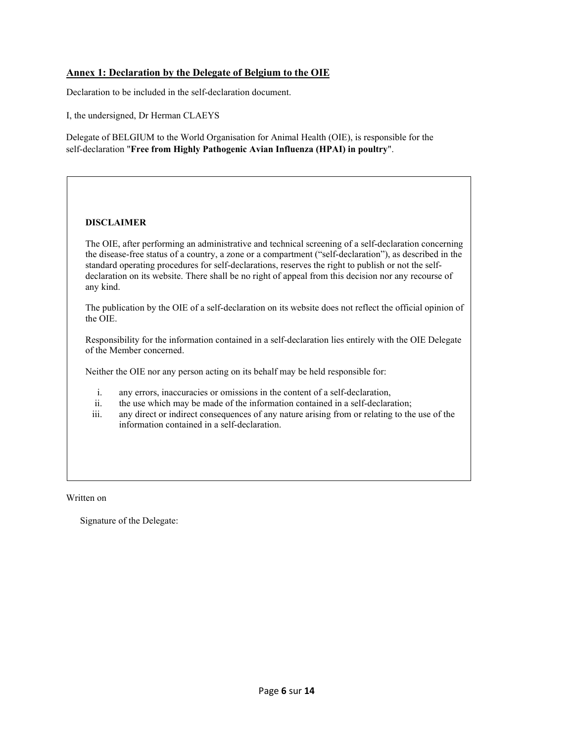## Annex 1: Declaration by the Delegate of Belgium to the OIE

Declaration to be included in the self-declaration document.

I, the undersigned, Dr Herman CLAEYS

Delegate of BELGIUM to the World Organisation for Animal Health (OIE), is responsible for the self-declaration "**Free from Highly Pathogenic Avian Influenza (HPAI) in poultry**".

**DISCLAIMER**

The OIE, after performing an administrative and technical screening of a self-declaration concerning the disease-free status of a country, a zone or a compartment ("self-declaration"), as described in the standard operating procedures for self-declarations, reserves the right to publish or not the self-declaration on its website. There shall be no right of appeal from this decision nor any recourse of any kind.

The publication by the OIE of a self-declaration on its website does not reflect the official opinion of the OIE.

Responsibility for the information contained in a self-declaration lies entirely with the OIE Delegate of the Member concerned.

Neither the OIE nor any person acting on its behalf may be held responsible for:

i. any errors, inaccuracies or omissions in the content of a self-declaration,
ii. the use which may be made of the information contained in a self-declaration;
iii. any direct or indirect consequences of any nature arising from or relating to the use of the information contained in a self-declaration.

Written on

Signature of the Delegate: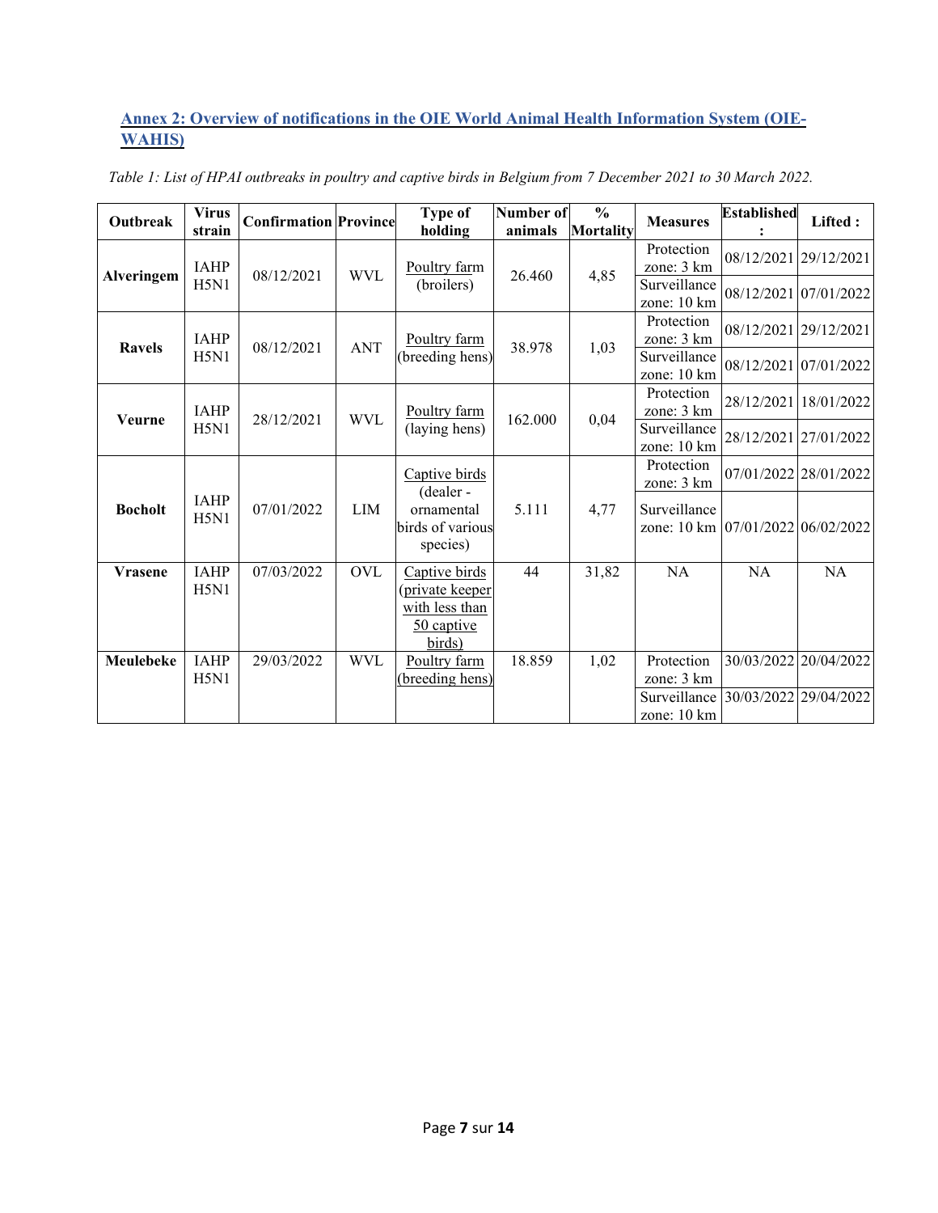## Annex 2: Overview of notifications in the OIE World Animal Health Information System (OIE-WAHIS)

*Table 1: List of HPAI outbreaks in poultry and captive birds in Belgium from 7 December 2021 to 30 March 2022.*

| Outbreak | Virus strain | Confirmation | Province | Type of holding | Number of animals | % Mortality | Measures | Established : | Lifted : |
|---|---|---|---|---|---|---|---|---|---|
| **Alveringem** | IAHP H5N1 | 08/12/2021 | WVL | Poultry farm (broilers) | 26.460 | 4,85 | Protection zone: 3 km | 08/12/2021 | 29/12/2021 |
| | | | | | | | Surveillance zone: 10 km | 08/12/2021 | 07/01/2022 |
| **Ravels** | IAHP H5N1 | 08/12/2021 | ANT | Poultry farm (breeding hens) | 38.978 | 1,03 | Protection zone: 3 km | 08/12/2021 | 29/12/2021 |
| | | | | | | | Surveillance zone: 10 km | 08/12/2021 | 07/01/2022 |
| **Veurne** | IAHP H5N1 | 28/12/2021 | WVL | Poultry farm (laying hens) | 162.000 | 0,04 | Protection zone: 3 km | 28/12/2021 | 18/01/2022 |
| | | | | | | | Surveillance zone: 10 km | 28/12/2021 | 27/01/2022 |
| **Bocholt** | IAHP H5N1 | 07/01/2022 | LIM | Captive birds (dealer - ornamental birds of various species) | 5.111 | 4,77 | Protection zone: 3 km | 07/01/2022 | 28/01/2022 |
| | | | | | | | Surveillance zone: 10 km | 07/01/2022 | 06/02/2022 |
| **Vrasene** | IAHP H5N1 | 07/03/2022 | OVL | Captive birds (private keeper with less than 50 captive birds) | 44 | 31,82 | NA | NA | NA |
| **Meulebeke** | IAHP H5N1 | 29/03/2022 | WVL | Poultry farm (breeding hens) | 18.859 | 1,02 | Protection zone: 3 km | 30/03/2022 | 20/04/2022 |
| | | | | | | | Surveillance zone: 10 km | 30/03/2022 | 29/04/2022 |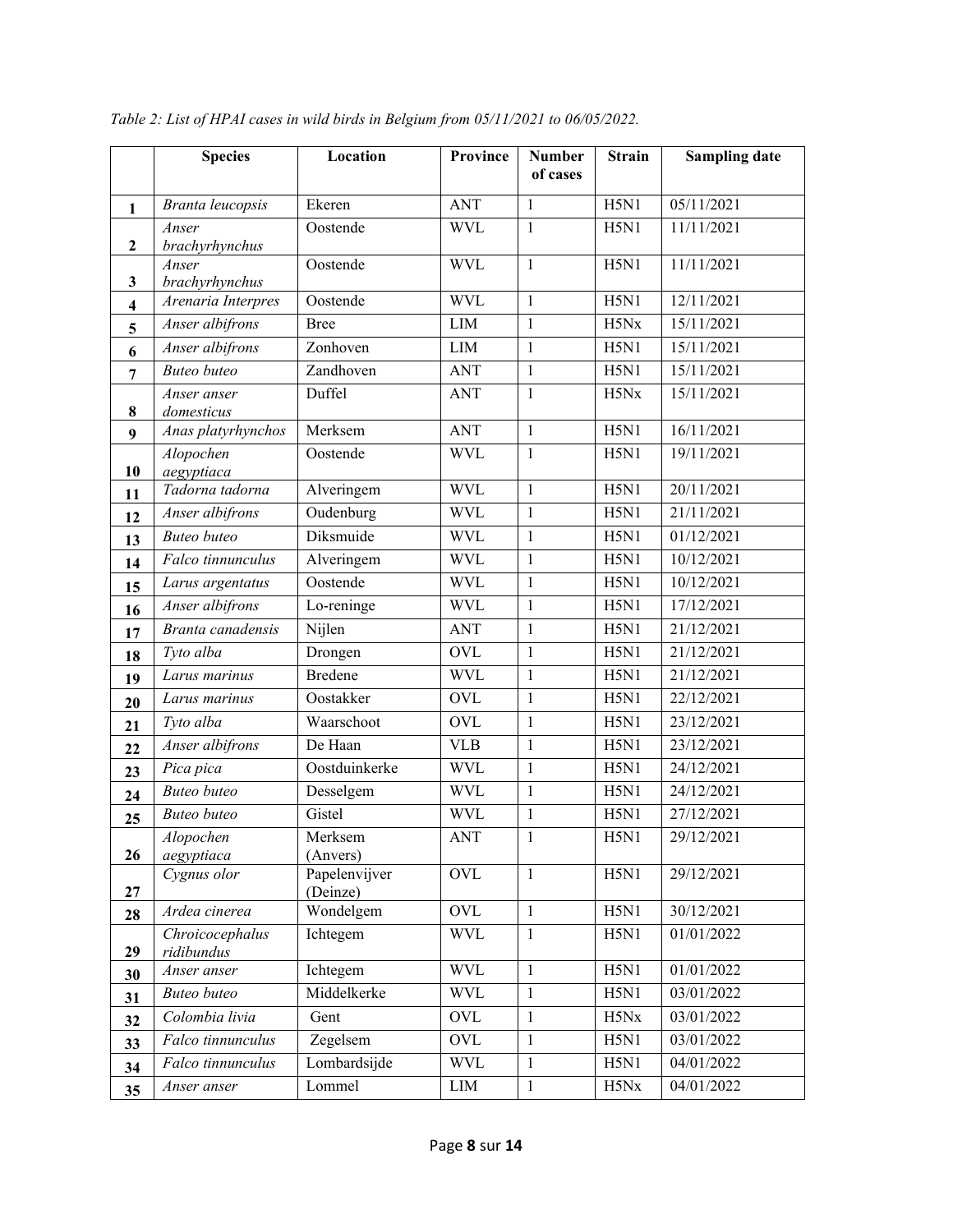*Table 2: List of HPAI cases in wild birds in Belgium from 05/11/2021 to 06/05/2022.*

| | Species | Location | Province | Number of cases | Strain | Sampling date |
|---|---|---|---|---|---|---|
| **1** | *Branta leucopsis* | Ekeren | ANT | 1 | H5N1 | 05/11/2021 |
| **2** | *Anser brachyrhynchus* | Oostende | WVL | 1 | H5N1 | 11/11/2021 |
| **3** | *Anser brachyrhynchus* | Oostende | WVL | 1 | H5N1 | 11/11/2021 |
| **4** | *Arenaria Interpres* | Oostende | WVL | 1 | H5N1 | 12/11/2021 |
| **5** | *Anser albifrons* | Bree | LIM | 1 | H5Nx | 15/11/2021 |
| **6** | *Anser albifrons* | Zonhoven | LIM | 1 | H5N1 | 15/11/2021 |
| **7** | *Buteo buteo* | Zandhoven | ANT | 1 | H5N1 | 15/11/2021 |
| **8** | *Anser anser domesticus* | Duffel | ANT | 1 | H5Nx | 15/11/2021 |
| **9** | *Anas platyrhynchos* | Merksem | ANT | 1 | H5N1 | 16/11/2021 |
| **10** | *Alopochen aegyptiaca* | Oostende | WVL | 1 | H5N1 | 19/11/2021 |
| **11** | *Tadorna tadorna* | Alveringem | WVL | 1 | H5N1 | 20/11/2021 |
| **12** | *Anser albifrons* | Oudenburg | WVL | 1 | H5N1 | 21/11/2021 |
| **13** | *Buteo buteo* | Diksmuide | WVL | 1 | H5N1 | 01/12/2021 |
| **14** | *Falco tinnunculus* | Alveringem | WVL | 1 | H5N1 | 10/12/2021 |
| **15** | *Larus argentatus* | Oostende | WVL | 1 | H5N1 | 10/12/2021 |
| **16** | *Anser albifrons* | Lo-reninge | WVL | 1 | H5N1 | 17/12/2021 |
| **17** | *Branta canadensis* | Nijlen | ANT | 1 | H5N1 | 21/12/2021 |
| **18** | *Tyto alba* | Drongen | OVL | 1 | H5N1 | 21/12/2021 |
| **19** | *Larus marinus* | Bredene | WVL | 1 | H5N1 | 21/12/2021 |
| **20** | *Larus marinus* | Oostakker | OVL | 1 | H5N1 | 22/12/2021 |
| **21** | *Tyto alba* | Waarschoot | OVL | 1 | H5N1 | 23/12/2021 |
| **22** | *Anser albifrons* | De Haan | VLB | 1 | H5N1 | 23/12/2021 |
| **23** | *Pica pica* | Oostduinkerke | WVL | 1 | H5N1 | 24/12/2021 |
| **24** | *Buteo buteo* | Desselgem | WVL | 1 | H5N1 | 24/12/2021 |
| **25** | *Buteo buteo* | Gistel | WVL | 1 | H5N1 | 27/12/2021 |
| **26** | *Alopochen aegyptiaca* | Merksem (Anvers) | ANT | 1 | H5N1 | 29/12/2021 |
| **27** | *Cygnus olor* | Papelenvijver (Deinze) | OVL | 1 | H5N1 | 29/12/2021 |
| **28** | *Ardea cinerea* | Wondelgem | OVL | 1 | H5N1 | 30/12/2021 |
| **29** | *Chroicocephalus ridibundus* | Ichtegem | WVL | 1 | H5N1 | 01/01/2022 |
| **30** | *Anser anser* | Ichtegem | WVL | 1 | H5N1 | 01/01/2022 |
| **31** | *Buteo buteo* | Middelkerke | WVL | 1 | H5N1 | 03/01/2022 |
| **32** | *Colombia livia* | Gent | OVL | 1 | H5Nx | 03/01/2022 |
| **33** | *Falco tinnunculus* | Zegelsem | OVL | 1 | H5N1 | 03/01/2022 |
| **34** | *Falco tinnunculus* | Lombardsijde | WVL | 1 | H5N1 | 04/01/2022 |
| **35** | *Anser anser* | Lommel | LIM | 1 | H5Nx | 04/01/2022 |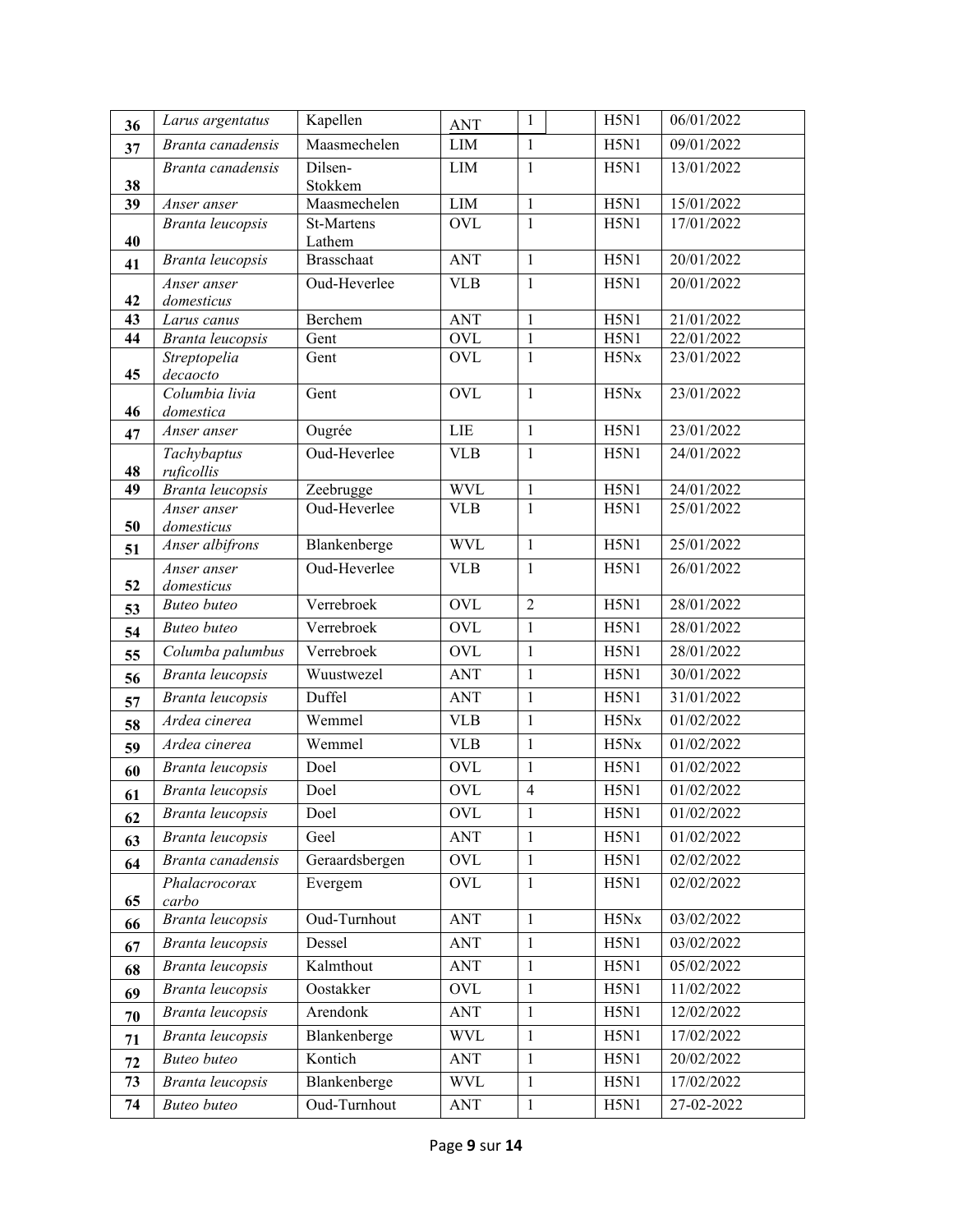| 36 | *Larus argentatus* | Kapellen | ANT | 1 | H5N1 | 06/01/2022 |
|---|---|---|---|---|---|---|
| 37 | *Branta canadensis* | Maasmechelen | LIM | 1 | H5N1 | 09/01/2022 |
| 38 | *Branta canadensis* | Dilsen-Stokkem | LIM | 1 | H5N1 | 13/01/2022 |
| 39 | *Anser anser* | Maasmechelen | LIM | 1 | H5N1 | 15/01/2022 |
| 40 | *Branta leucopsis* | St-Martens Lathem | OVL | 1 | H5N1 | 17/01/2022 |
| 41 | *Branta leucopsis* | Brasschaat | ANT | 1 | H5N1 | 20/01/2022 |
| 42 | *Anser anser domesticus* | Oud-Heverlee | VLB | 1 | H5N1 | 20/01/2022 |
| 43 | *Larus canus* | Berchem | ANT | 1 | H5N1 | 21/01/2022 |
| 44 | *Branta leucopsis* | Gent | OVL | 1 | H5N1 | 22/01/2022 |
| 45 | *Streptopelia decaocto* | Gent | OVL | 1 | H5Nx | 23/01/2022 |
| 46 | *Columbia livia domestica* | Gent | OVL | 1 | H5Nx | 23/01/2022 |
| 47 | *Anser anser* | Ougrée | LIE | 1 | H5N1 | 23/01/2022 |
| 48 | *Tachybaptus ruficollis* | Oud-Heverlee | VLB | 1 | H5N1 | 24/01/2022 |
| 49 | *Branta leucopsis* | Zeebrugge | WVL | 1 | H5N1 | 24/01/2022 |
| 50 | *Anser anser domesticus* | Oud-Heverlee | VLB | 1 | H5N1 | 25/01/2022 |
| 51 | *Anser albifrons* | Blankenberge | WVL | 1 | H5N1 | 25/01/2022 |
| 52 | *Anser anser domesticus* | Oud-Heverlee | VLB | 1 | H5N1 | 26/01/2022 |
| 53 | *Buteo buteo* | Verrebroek | OVL | 2 | H5N1 | 28/01/2022 |
| 54 | *Buteo buteo* | Verrebroek | OVL | 1 | H5N1 | 28/01/2022 |
| 55 | *Columba palumbus* | Verrebroek | OVL | 1 | H5N1 | 28/01/2022 |
| 56 | *Branta leucopsis* | Wuustwezel | ANT | 1 | H5N1 | 30/01/2022 |
| 57 | *Branta leucopsis* | Duffel | ANT | 1 | H5N1 | 31/01/2022 |
| 58 | *Ardea cinerea* | Wemmel | VLB | 1 | H5Nx | 01/02/2022 |
| 59 | *Ardea cinerea* | Wemmel | VLB | 1 | H5Nx | 01/02/2022 |
| 60 | *Branta leucopsis* | Doel | OVL | 1 | H5N1 | 01/02/2022 |
| 61 | *Branta leucopsis* | Doel | OVL | 4 | H5N1 | 01/02/2022 |
| 62 | *Branta leucopsis* | Doel | OVL | 1 | H5N1 | 01/02/2022 |
| 63 | *Branta leucopsis* | Geel | ANT | 1 | H5N1 | 01/02/2022 |
| 64 | *Branta canadensis* | Geraardsbergen | OVL | 1 | H5N1 | 02/02/2022 |
| 65 | *Phalacrocorax carbo* | Evergem | OVL | 1 | H5N1 | 02/02/2022 |
| 66 | *Branta leucopsis* | Oud-Turnhout | ANT | 1 | H5Nx | 03/02/2022 |
| 67 | *Branta leucopsis* | Dessel | ANT | 1 | H5N1 | 03/02/2022 |
| 68 | *Branta leucopsis* | Kalmthout | ANT | 1 | H5N1 | 05/02/2022 |
| 69 | *Branta leucopsis* | Oostakker | OVL | 1 | H5N1 | 11/02/2022 |
| 70 | *Branta leucopsis* | Arendonk | ANT | 1 | H5N1 | 12/02/2022 |
| 71 | *Branta leucopsis* | Blankenberge | WVL | 1 | H5N1 | 17/02/2022 |
| 72 | *Buteo buteo* | Kontich | ANT | 1 | H5N1 | 20/02/2022 |
| 73 | *Branta leucopsis* | Blankenberge | WVL | 1 | H5N1 | 17/02/2022 |
| 74 | *Buteo buteo* | Oud-Turnhout | ANT | 1 | H5N1 | 27-02-2022 |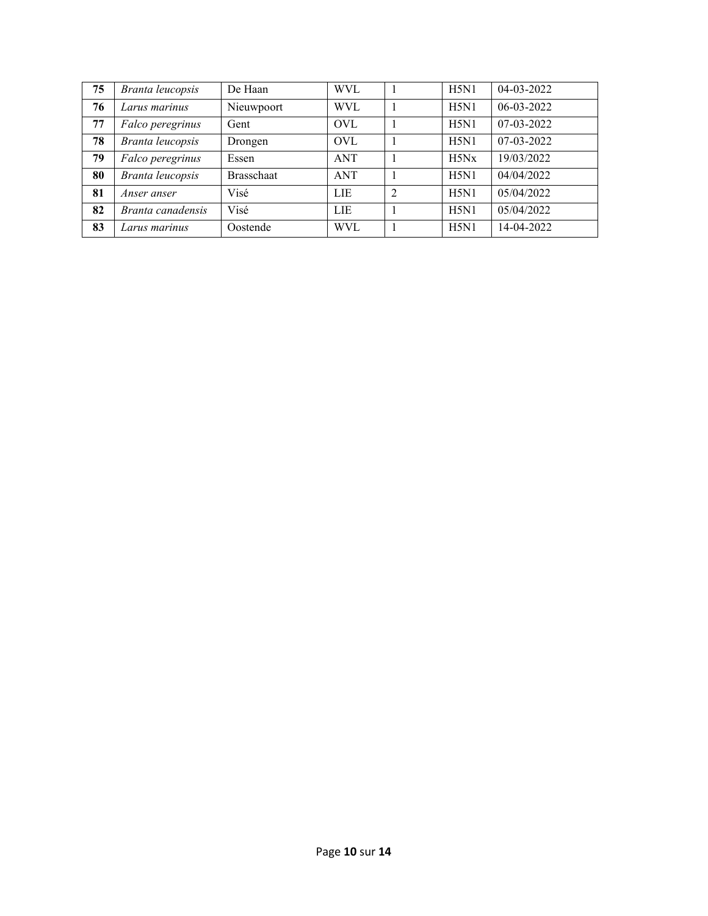| **75** | *Branta leucopsis* | De Haan | WVL | 1 | H5N1 | 04-03-2022 |
|---|---|---|---|---|---|---|
| **76** | *Larus marinus* | Nieuwpoort | WVL | 1 | H5N1 | 06-03-2022 |
| **77** | *Falco peregrinus* | Gent | OVL | 1 | H5N1 | 07-03-2022 |
| **78** | *Branta leucopsis* | Drongen | OVL | 1 | H5N1 | 07-03-2022 |
| **79** | *Falco peregrinus* | Essen | ANT | 1 | H5Nx | 19/03/2022 |
| **80** | *Branta leucopsis* | Brasschaat | ANT | 1 | H5N1 | 04/04/2022 |
| **81** | *Anser anser* | Visé | LIE | 2 | H5N1 | 05/04/2022 |
| **82** | *Branta canadensis* | Visé | LIE | 1 | H5N1 | 05/04/2022 |
| **83** | *Larus marinus* | Oostende | WVL | 1 | H5N1 | 14-04-2022 |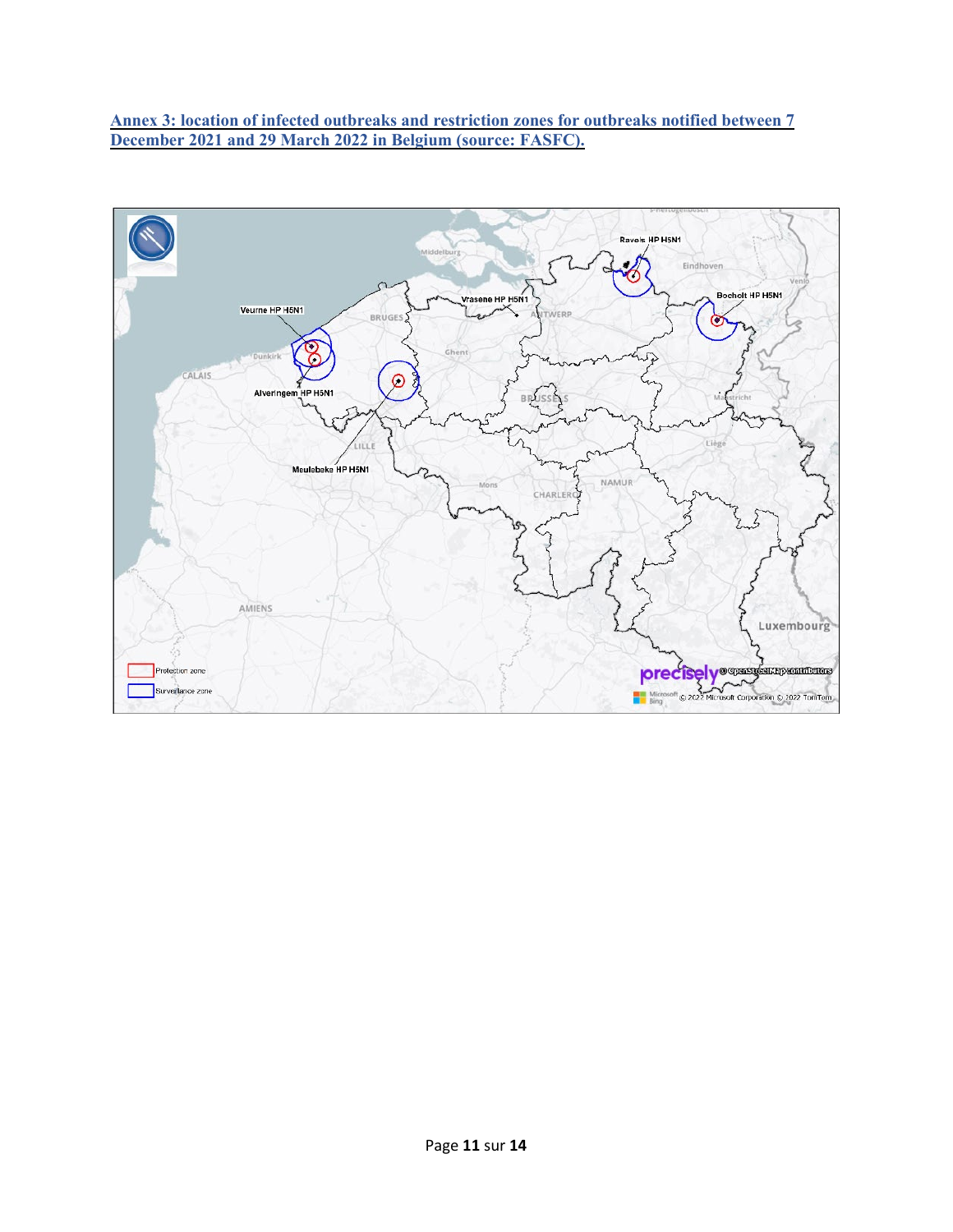**Annex 3: location of infected outbreaks and restriction zones for outbreaks notified between 7 December 2021 and 29 March 2022 in Belgium (source: FASFC).**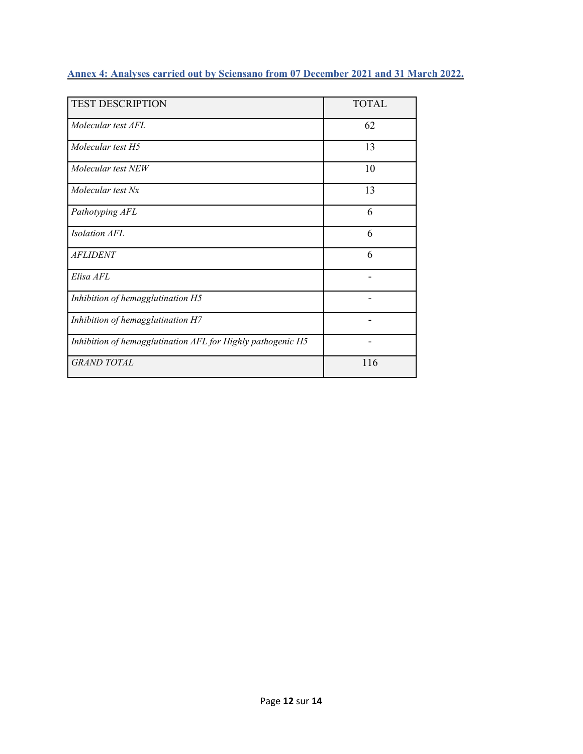**Annex 4: Analyses carried out by Sciensano from 07 December 2021 and 31 March 2022.**

| TEST DESCRIPTION | TOTAL |
|---|---|
| *Molecular test AFL* | 62 |
| *Molecular test H5* | 13 |
| *Molecular test NEW* | 10 |
| *Molecular test Nx* | 13 |
| *Pathotyping AFL* | 6 |
| *Isolation AFL* | 6 |
| *AFLIDENT* | 6 |
| *Elisa AFL* | - |
| *Inhibition of hemagglutination H5* | - |
| *Inhibition of hemagglutination H7* | - |
| *Inhibition of hemagglutination AFL for Highly pathogenic H5* | - |
| *GRAND TOTAL* | 116 |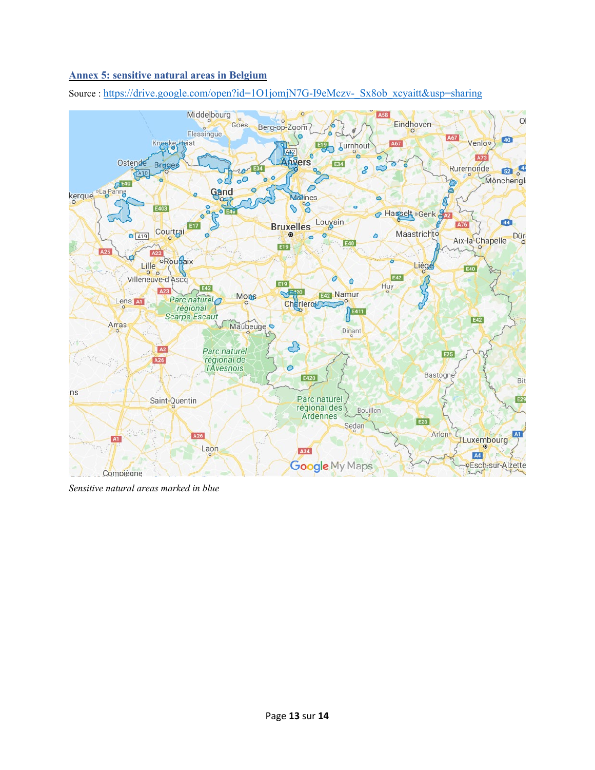## Annex 5: sensitive natural areas in Belgium

Source : https://drive.google.com/open?id=1O1jomjN7G-I9eMczv-_Sx8ob_xcyaitt&usp=sharing

*Sensitive natural areas marked in blue*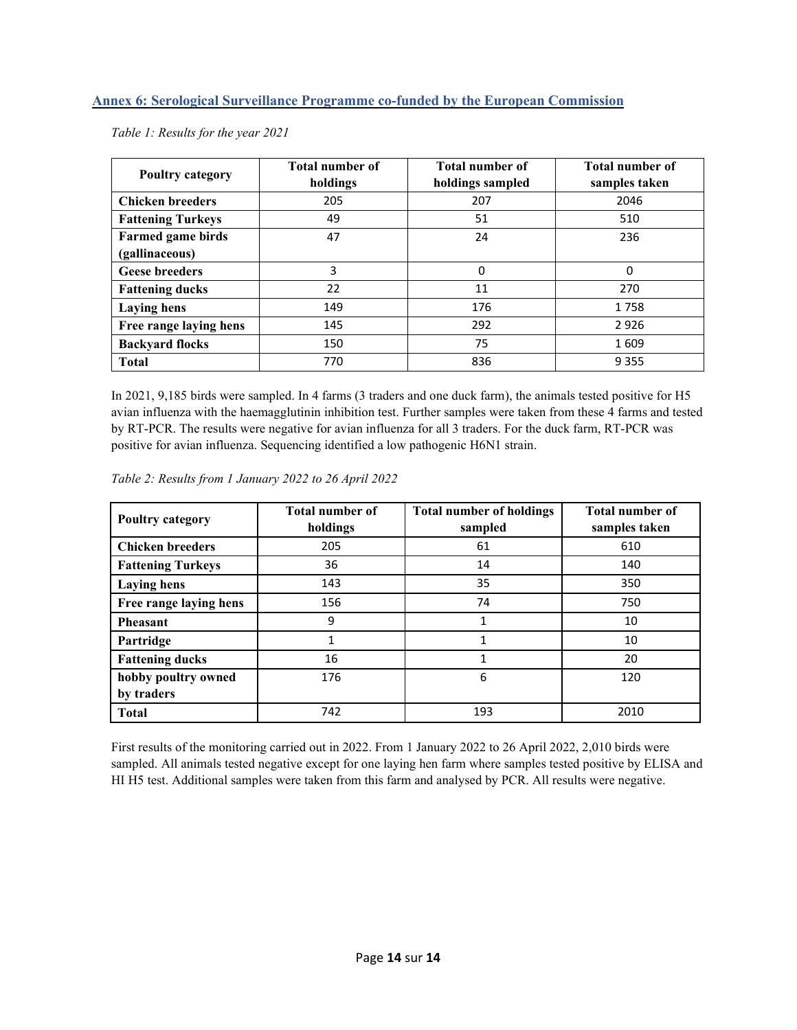## Annex 6: Serological Surveillance Programme co-funded by the European Commission

*Table 1: Results for the year 2021*

| Poultry category | Total number of holdings | Total number of holdings sampled | Total number of samples taken |
|---|---|---|---|
| **Chicken breeders** | 205 | 207 | 2046 |
| **Fattening Turkeys** | 49 | 51 | 510 |
| **Farmed game birds (gallinaceous)** | 47 | 24 | 236 |
| **Geese breeders** | 3 | 0 | 0 |
| **Fattening ducks** | 22 | 11 | 270 |
| **Laying hens** | 149 | 176 | 1 758 |
| **Free range laying hens** | 145 | 292 | 2 926 |
| **Backyard flocks** | 150 | 75 | 1 609 |
| **Total** | 770 | 836 | 9 355 |

In 2021, 9,185 birds were sampled. In 4 farms (3 traders and one duck farm), the animals tested positive for H5 avian influenza with the haemagglutinin inhibition test. Further samples were taken from these 4 farms and tested by RT-PCR. The results were negative for avian influenza for all 3 traders. For the duck farm, RT-PCR was positive for avian influenza. Sequencing identified a low pathogenic H6N1 strain.

*Table 2: Results from 1 January 2022 to 26 April 2022*

| Poultry category | Total number of holdings | Total number of holdings sampled | Total number of samples taken |
|---|---|---|---|
| **Chicken breeders** | 205 | 61 | 610 |
| **Fattening Turkeys** | 36 | 14 | 140 |
| **Laying hens** | 143 | 35 | 350 |
| **Free range laying hens** | 156 | 74 | 750 |
| **Pheasant** | 9 | 1 | 10 |
| **Partridge** | 1 | 1 | 10 |
| **Fattening ducks** | 16 | 1 | 20 |
| **hobby poultry owned by traders** | 176 | 6 | 120 |
| **Total** | 742 | 193 | 2010 |

First results of the monitoring carried out in 2022. From 1 January 2022 to 26 April 2022, 2,010 birds were sampled. All animals tested negative except for one laying hen farm where samples tested positive by ELISA and HI H5 test. Additional samples were taken from this farm and analysed by PCR. All results were negative.